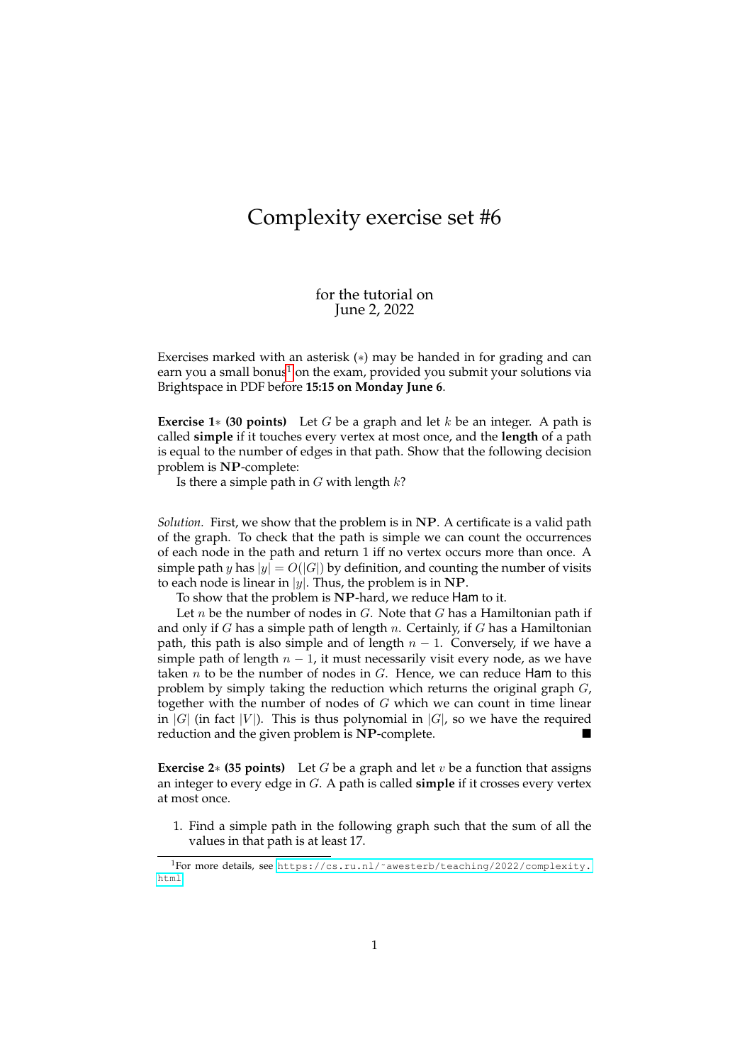# Complexity exercise set #6

for the tutorial on
June 2, 2022

Exercises marked with an asterisk (∗) may be handed in for grading and can earn you a small bonus[1] on the exam, provided you submit your solutions via Brightspace in PDF before **15:15 on Monday June 6**.

**Exercise 1∗ (30 points)** Let $G$ be a graph and let $k$ be an integer. A path is called **simple** if it touches every vertex at most once, and the **length** of a path is equal to the number of edges in that path. Show that the following decision problem is **NP**-complete:

Is there a simple path in $G$ with length $k$?

*Solution.* First, we show that the problem is in **NP**. A certificate is a valid path of the graph. To check that the path is simple we can count the occurrences of each node in the path and return 1 iff no vertex occurs more than once. A simple path $y$ has $|y| = O(|G|)$ by definition, and counting the number of visits to each node is linear in $|y|$. Thus, the problem is in **NP**.

To show that the problem is **NP**-hard, we reduce Ham to it.

Let $n$ be the number of nodes in $G$. Note that $G$ has a Hamiltonian path if and only if $G$ has a simple path of length $n$. Certainly, if $G$ has a Hamiltonian path, this path is also simple and of length $n - 1$. Conversely, if we have a simple path of length $n - 1$, it must necessarily visit every node, as we have taken $n$ to be the number of nodes in $G$. Hence, we can reduce Ham to this problem by simply taking the reduction which returns the original graph $G$, together with the number of nodes of $G$ which we can count in time linear in $|G|$ (in fact $|V|$). This is thus polynomial in $|G|$, so we have the required reduction and the given problem is **NP**-complete. ■

**Exercise 2∗ (35 points)** Let $G$ be a graph and let $v$ be a function that assigns an integer to every edge in $G$. A path is called **simple** if it crosses every vertex at most once.

1. Find a simple path in the following graph such that the sum of all the values in that path is at least 17.

[1] For more details, see https://cs.ru.nl/~awesterb/teaching/2022/complexity.html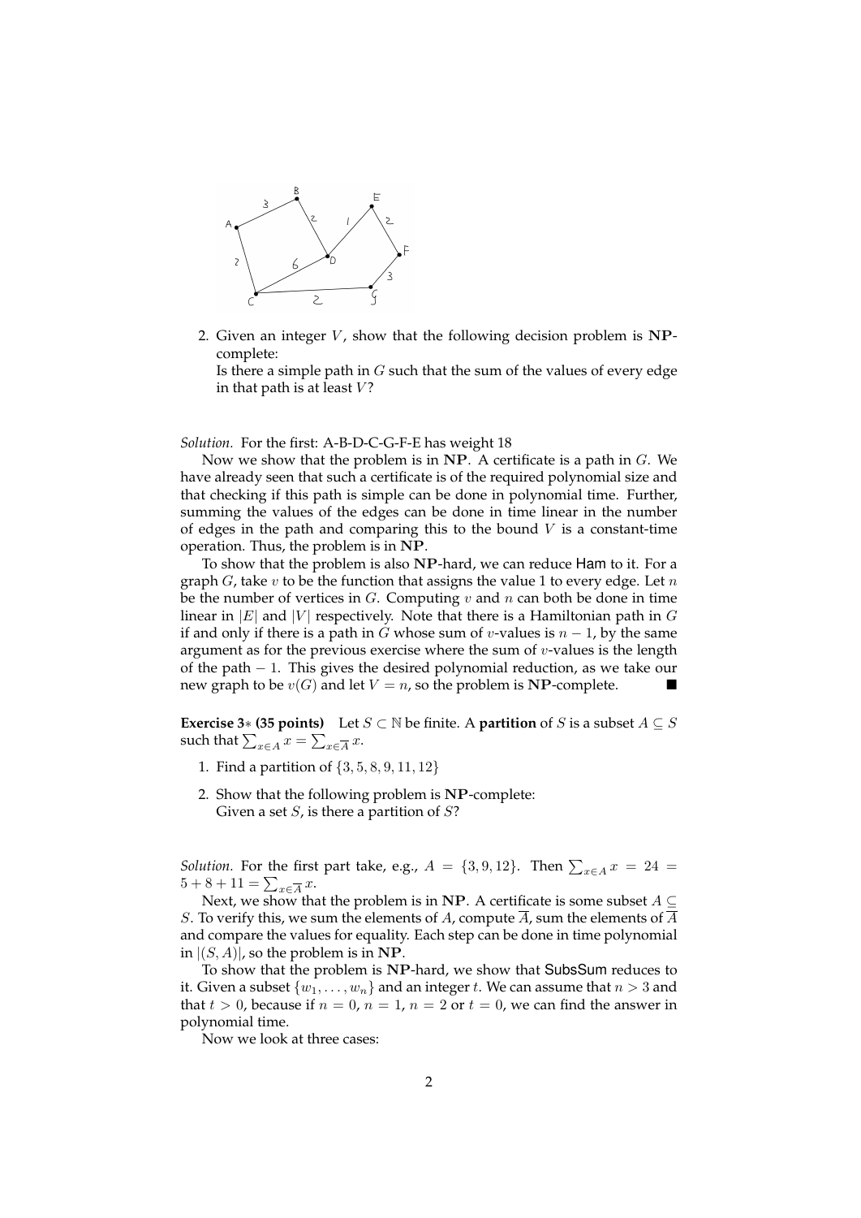2. Given an integer $V$, show that the following decision problem is **NP**-complete:
   Is there a simple path in $G$ such that the sum of the values of every edge in that path is at least $V$?

*Solution.* For the first: A-B-D-C-G-F-E has weight 18

Now we show that the problem is in **NP**. A certificate is a path in $G$. We have already seen that such a certificate is of the required polynomial size and that checking if this path is simple can be done in polynomial time. Further, summing the values of the edges can be done in time linear in the number of edges in the path and comparing this to the bound $V$ is a constant-time operation. Thus, the problem is in **NP**.

To show that the problem is also **NP**-hard, we can reduce Ham to it. For a graph $G$, take $v$ to be the function that assigns the value 1 to every edge. Let $n$ be the number of vertices in $G$. Computing $v$ and $n$ can both be done in time linear in $|E|$ and $|V|$ respectively. Note that there is a Hamiltonian path in $G$ if and only if there is a path in $G$ whose sum of $v$-values is $n-1$, by the same argument as for the previous exercise where the sum of $v$-values is the length of the path $-$ 1. This gives the desired polynomial reduction, as we take our new graph to be $v(G)$ and let $V = n$, so the problem is **NP**-complete. ■

**Exercise 3∗ (35 points)** Let $S \subset \mathbb{N}$ be finite. A **partition** of $S$ is a subset $A \subseteq S$ such that $\sum_{x \in A} x = \sum_{x \in \overline{A}} x$.

1. Find a partition of $\{3, 5, 8, 9, 11, 12\}$
2. Show that the following problem is **NP**-complete:
   Given a set $S$, is there a partition of $S$?

*Solution.* For the first part take, e.g., $A = \{3, 9, 12\}$. Then $\sum_{x \in A} x = 24 = 5 + 8 + 11 = \sum_{x \in \overline{A}} x$.

Next, we show that the problem is in **NP**. A certificate is some subset $A \subseteq S$. To verify this, we sum the elements of $A$, compute $\overline{A}$, sum the elements of $\overline{A}$ and compare the values for equality. Each step can be done in time polynomial in $|(S, A)|$, so the problem is in **NP**.

To show that the problem is **NP**-hard, we show that SubsSum reduces to it. Given a subset $\{w_1, \ldots, w_n\}$ and an integer $t$. We can assume that $n > 3$ and that $t > 0$, because if $n = 0$, $n = 1$, $n = 2$ or $t = 0$, we can find the answer in polynomial time.

Now we look at three cases: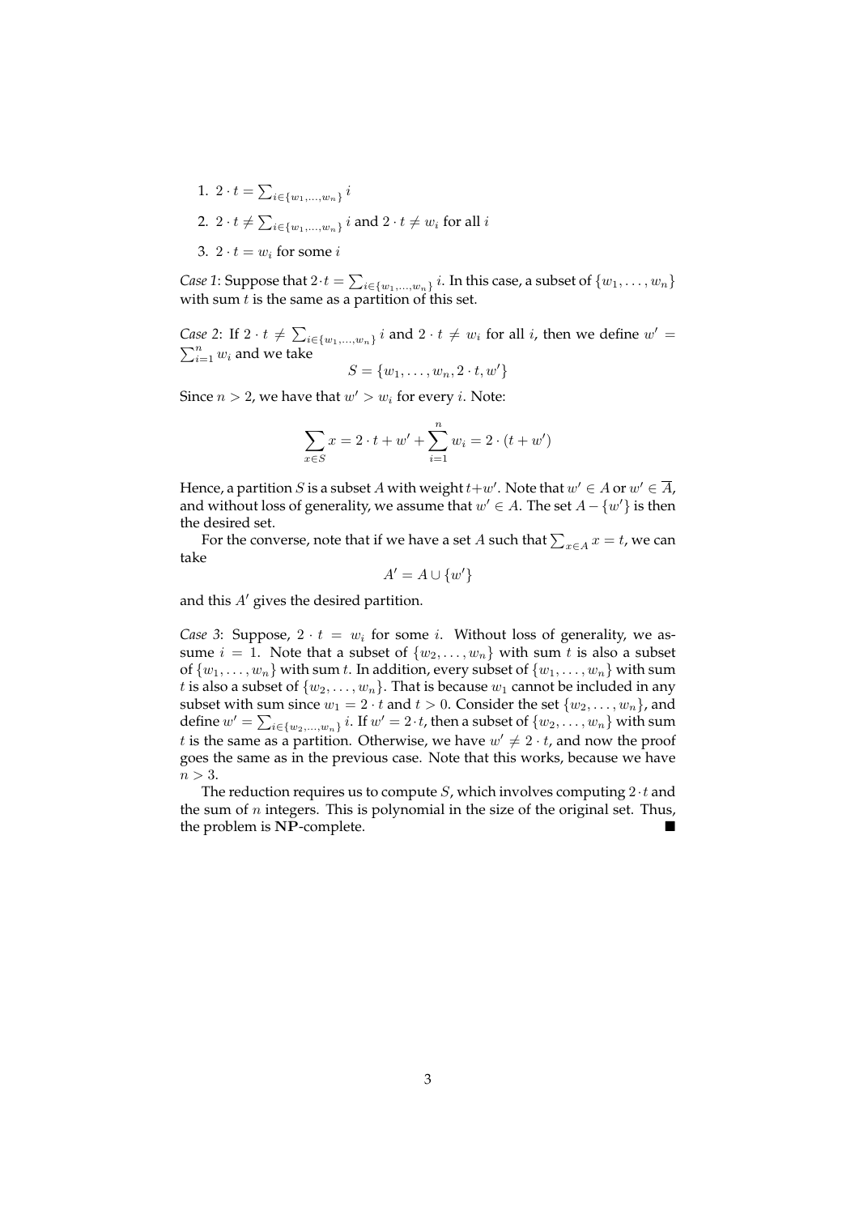1. $2 \cdot t = \sum_{i \in \{w_1, \ldots, w_n\}} i$
2. $2 \cdot t \neq \sum_{i \in \{w_1, \ldots, w_n\}} i$ and $2 \cdot t \neq w_i$ for all $i$
3. $2 \cdot t = w_i$ for some $i$

*Case 1*: Suppose that $2 \cdot t = \sum_{i \in \{w_1, \ldots, w_n\}} i$. In this case, a subset of $\{w_1, \ldots, w_n\}$ with sum $t$ is the same as a partition of this set.

*Case 2*: If $2 \cdot t \neq \sum_{i \in \{w_1, \ldots, w_n\}} i$ and $2 \cdot t \neq w_i$ for all $i$, then we define $w' = \sum_{i=1}^{n} w_i$ and we take

$$S = \{w_1, \ldots, w_n, 2 \cdot t, w'\}$$

Since $n > 2$, we have that $w' > w_i$ for every $i$. Note:

$$\sum_{x \in S} x = 2 \cdot t + w' + \sum_{i=1}^{n} w_i = 2 \cdot (t + w')$$

Hence, a partition $S$ is a subset $A$ with weight $t + w'$. Note that $w' \in A$ or $w' \in \overline{A}$, and without loss of generality, we assume that $w' \in A$. The set $A - \{w'\}$ is then the desired set.

For the converse, note that if we have a set $A$ such that $\sum_{x \in A} x = t$, we can take

$$A' = A \cup \{w'\}$$

and this $A'$ gives the desired partition.

*Case 3*: Suppose, $2 \cdot t = w_i$ for some $i$. Without loss of generality, we assume $i = 1$. Note that a subset of $\{w_2, \ldots, w_n\}$ with sum $t$ is also a subset of $\{w_1, \ldots, w_n\}$ with sum $t$. In addition, every subset of $\{w_1, \ldots, w_n\}$ with sum $t$ is also a subset of $\{w_2, \ldots, w_n\}$. That is because $w_1$ cannot be included in any subset with sum since $w_1 = 2 \cdot t$ and $t > 0$. Consider the set $\{w_2, \ldots, w_n\}$, and define $w' = \sum_{i \in \{w_2, \ldots, w_n\}} i$. If $w' = 2 \cdot t$, then a subset of $\{w_2, \ldots, w_n\}$ with sum $t$ is the same as a partition. Otherwise, we have $w' \neq 2 \cdot t$, and now the proof goes the same as in the previous case. Note that this works, because we have $n > 3$.

The reduction requires us to compute $S$, which involves computing $2 \cdot t$ and the sum of $n$ integers. This is polynomial in the size of the original set. Thus, the problem is **NP**-complete. ■